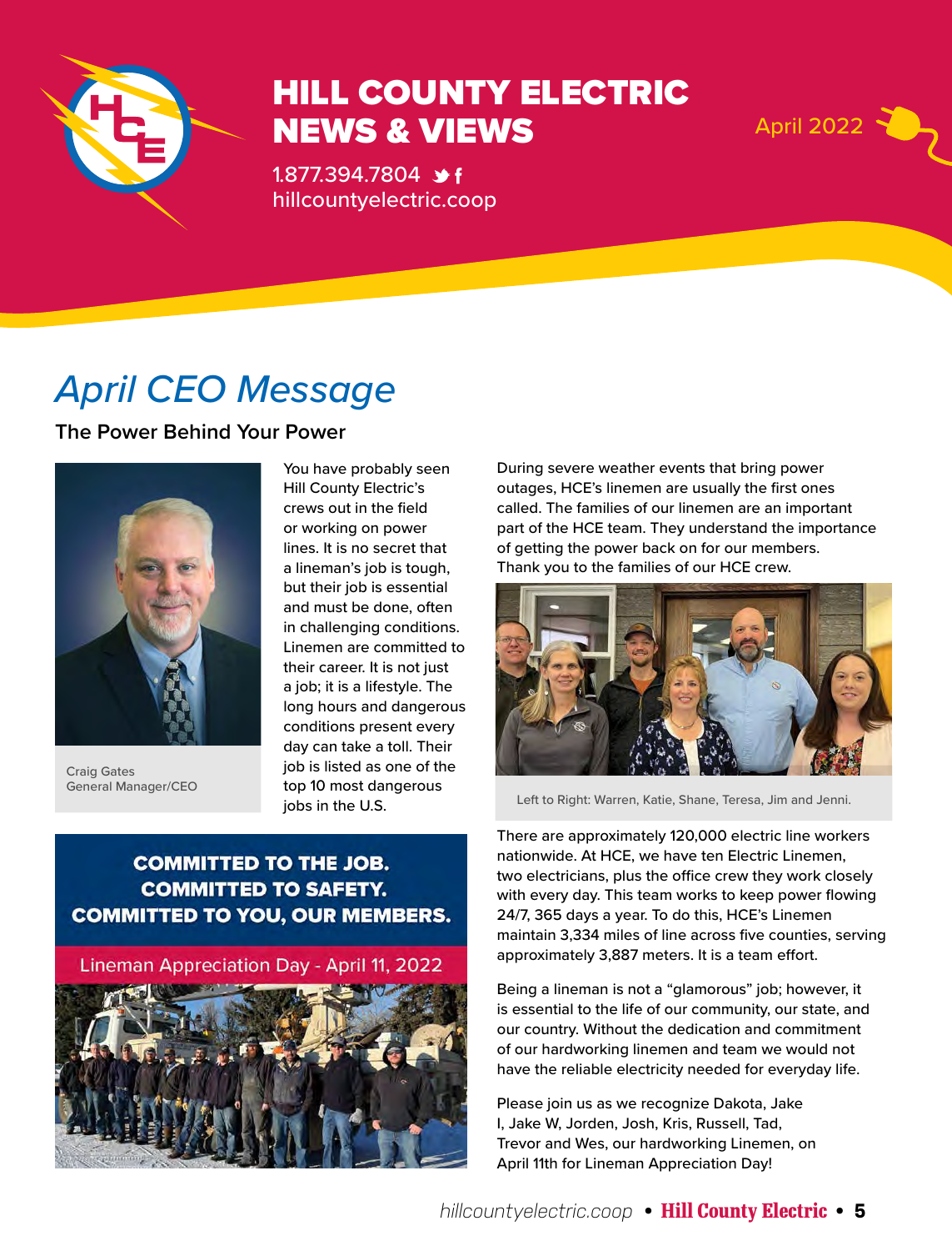# HILL COUNTY ELECTRIC NEWS & VIEWS

1.877.394.7804

hillcountyelectric.coop

April 2022

## *April CEO Message*

### The Power Behind Your Power

Craig Gates
General Manager/CEO

You have probably seen Hill County Electric's crews out in the field or working on power lines. It is no secret that a lineman's job is tough, but their job is essential and must be done, often in challenging conditions. Linemen are committed to their career. It is not just a job; it is a lifestyle. The long hours and dangerous conditions present every day can take a toll. Their job is listed as one of the top 10 most dangerous jobs in the U.S.

During severe weather events that bring power outages, HCE's linemen are usually the first ones called. The families of our linemen are an important part of the HCE team. They understand the importance of getting the power back on for our members. Thank you to the families of our HCE crew.

Left to Right: Warren, Katie, Shane, Teresa, Jim and Jenni.

There are approximately 120,000 electric line workers nationwide. At HCE, we have ten Electric Linemen, two electricians, plus the office crew they work closely with every day. This team works to keep power flowing 24/7, 365 days a year. To do this, HCE's Linemen maintain 3,334 miles of line across five counties, serving approximately 3,887 meters. It is a team effort.

Being a lineman is not a "glamorous" job; however, it is essential to the life of our community, our state, and our country. Without the dedication and commitment of our hardworking linemen and team we would not have the reliable electricity needed for everyday life.

Please join us as we recognize Dakota, Jake I, Jake W, Jorden, Josh, Kris, Russell, Tad, Trevor and Wes, our hardworking Linemen, on April 11th for Lineman Appreciation Day!

**COMMITTED TO THE JOB.**
**COMMITTED TO SAFETY.**
**COMMITTED TO YOU, OUR MEMBERS.**

Lineman Appreciation Day - April 11, 2022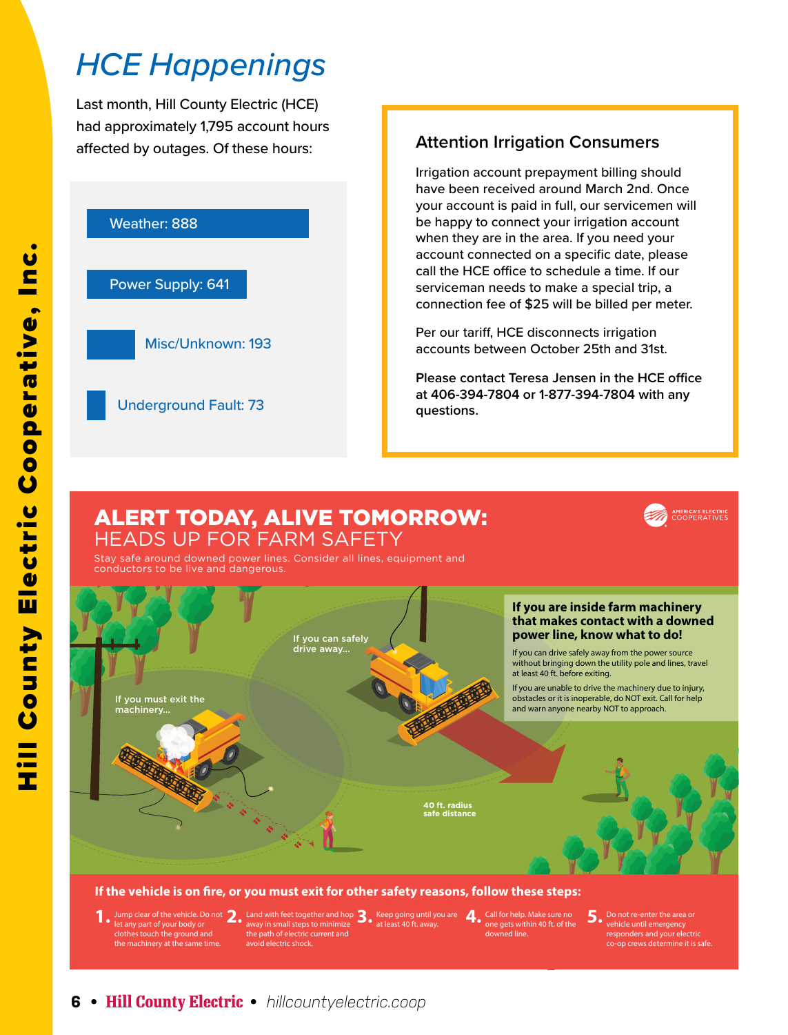# HCE Happenings

Last month, Hill County Electric (HCE) had approximately 1,795 account hours affected by outages. Of these hours:

Weather: 888

Power Supply: 641

Misc/Unknown: 193

Underground Fault: 73

## Attention Irrigation Consumers

Irrigation account prepayment billing should have been received around March 2nd. Once your account is paid in full, our servicemen will be happy to connect your irrigation account when they are in the area. If you need your account connected on a specific date, please call the HCE office to schedule a time. If our serviceman needs to make a special trip, a connection fee of $25 will be billed per meter.

Per our tariff, HCE disconnects irrigation accounts between October 25th and 31st.

**Please contact Teresa Jensen in the HCE office at 406-394-7804 or 1-877-394-7804 with any questions.**

## ALERT TODAY, ALIVE TOMORROW: HEADS UP FOR FARM SAFETY

AMERICA'S ELECTRIC COOPERATIVES

Stay safe around downed power lines. Consider all lines, equipment and conductors to be live and dangerous.

If you can safely drive away...

If you must exit the machinery...

40 ft. radius safe distance

### If you are inside farm machinery that makes contact with a downed power line, know what to do!

If you can drive safely away from the power source without bringing down the utility pole and lines, travel at least 40 ft. before exiting.

If you are unable to drive the machinery due to injury, obstacles or it is inoperable, do NOT exit. Call for help and warn anyone nearby NOT to approach.

### If the vehicle is on fire, or you must exit for other safety reasons, follow these steps:

1. Jump clear of the vehicle. Do not let any part of your body or clothes touch the ground and the machinery at the same time.
2. Land with feet together and hop away in small steps to minimize the path of electric current and avoid electric shock.
3. Keep going until you are at least 40 ft. away.
4. Call for help. Make sure no one gets within 40 ft. of the downed line.
5. Do not re-enter the area or vehicle until emergency responders and your electric co-op crews determine it is safe.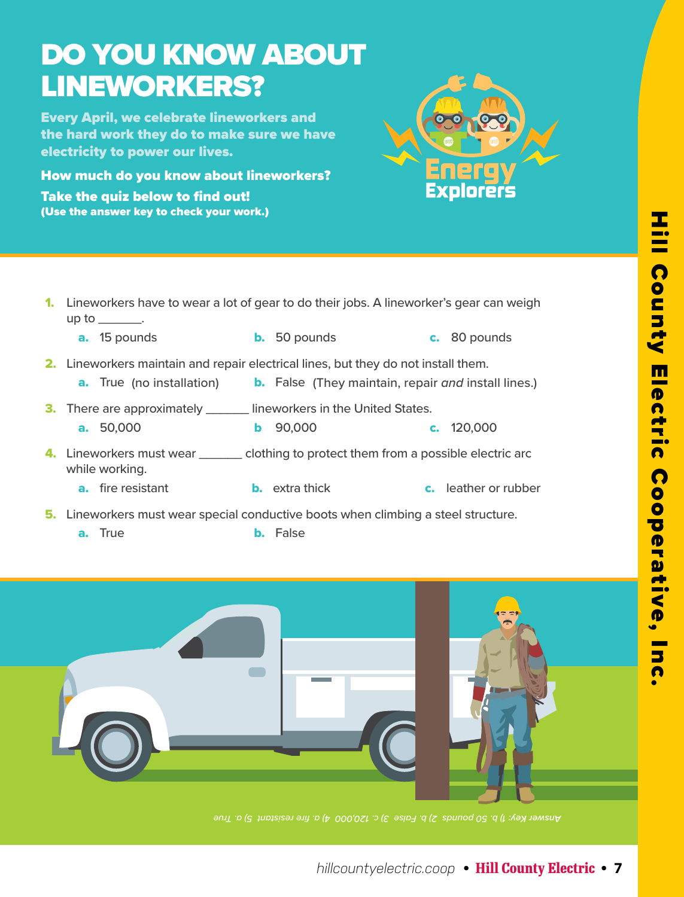# DO YOU KNOW ABOUT LINEWORKERS?

**Every April, we celebrate lineworkers and the hard work they do to make sure we have electricity to power our lives.**

**How much do you know about lineworkers?**

**Take the quiz below to find out!**
**(Use the answer key to check your work.)**

Energy Explorers

1. Lineworkers have to wear a lot of gear to do their jobs. A lineworker's gear can weigh up to _______.
   - a. 15 pounds
   - b. 50 pounds
   - c. 80 pounds
2. Lineworkers maintain and repair electrical lines, but they do not install them.
   - a. True (no installation)
   - b. False (They maintain, repair *and* install lines.)
3. There are approximately _______ lineworkers in the United States.
   - a. 50,000
   - b. 90,000
   - c. 120,000
4. Lineworkers must wear _______ clothing to protect them from a possible electric arc while working.
   - a. fire resistant
   - b. extra thick
   - c. leather or rubber
5. Lineworkers must wear special conductive boots when climbing a steel structure.
   - a. True
   - b. False

*Answer Key: 1) b. 50 pounds 2) b. False 3) c. 120,000 4) a. fire resistant 5) a. True*

Hill County Electric Cooperative, Inc.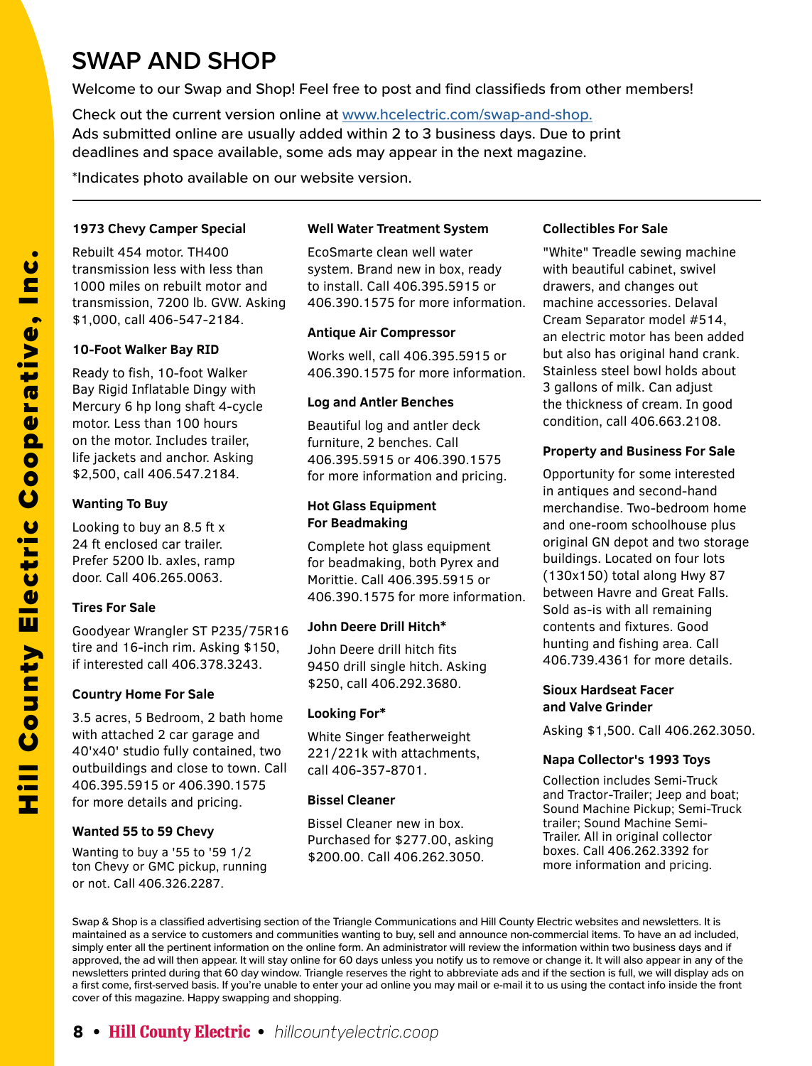# SWAP AND SHOP

Welcome to our Swap and Shop! Feel free to post and find classifieds from other members!

Check out the current version online at www.hcelectric.com/swap-and-shop.
Ads submitted online are usually added within 2 to 3 business days. Due to print deadlines and space available, some ads may appear in the next magazine.

*Indicates photo available on our website version.

---

**1973 Chevy Camper Special**

Rebuilt 454 motor. TH400 transmission less with less than 1000 miles on rebuilt motor and transmission, 7200 lb. GVW. Asking $1,000, call 406-547-2184.

**10-Foot Walker Bay RID**

Ready to fish, 10-foot Walker Bay Rigid Inflatable Dingy with Mercury 6 hp long shaft 4-cycle motor. Less than 100 hours on the motor. Includes trailer, life jackets and anchor. Asking $2,500, call 406.547.2184.

**Wanting To Buy**

Looking to buy an 8.5 ft x 24 ft enclosed car trailer. Prefer 5200 lb. axles, ramp door. Call 406.265.0063.

**Tires For Sale**

Goodyear Wrangler ST P235/75R16 tire and 16-inch rim. Asking $150, if interested call 406.378.3243.

**Country Home For Sale**

3.5 acres, 5 Bedroom, 2 bath home with attached 2 car garage and 40'x40' studio fully contained, two outbuildings and close to town. Call 406.395.5915 or 406.390.1575 for more details and pricing.

**Wanted 55 to 59 Chevy**

Wanting to buy a '55 to '59 1/2 ton Chevy or GMC pickup, running or not. Call 406.326.2287.

**Well Water Treatment System**

EcoSmarte clean well water system. Brand new in box, ready to install. Call 406.395.5915 or 406.390.1575 for more information.

**Antique Air Compressor**

Works well, call 406.395.5915 or 406.390.1575 for more information.

**Log and Antler Benches**

Beautiful log and antler deck furniture, 2 benches. Call 406.395.5915 or 406.390.1575 for more information and pricing.

**Hot Glass Equipment For Beadmaking**

Complete hot glass equipment for beadmaking, both Pyrex and Morittie. Call 406.395.5915 or 406.390.1575 for more information.

**John Deere Drill Hitch***

John Deere drill hitch fits 9450 drill single hitch. Asking $250, call 406.292.3680.

**Looking For***

White Singer featherweight 221/221k with attachments, call 406-357-8701.

**Bissel Cleaner**

Bissel Cleaner new in box. Purchased for $277.00, asking $200.00. Call 406.262.3050.

**Collectibles For Sale**

"White" Treadle sewing machine with beautiful cabinet, swivel drawers, and changes out machine accessories. Delaval Cream Separator model #514, an electric motor has been added but also has original hand crank. Stainless steel bowl holds about 3 gallons of milk. Can adjust the thickness of cream. In good condition, call 406.663.2108.

**Property and Business For Sale**

Opportunity for some interested in antiques and second-hand merchandise. Two-bedroom home and one-room schoolhouse plus original GN depot and two storage buildings. Located on four lots (130x150) total along Hwy 87 between Havre and Great Falls. Sold as-is with all remaining contents and fixtures. Good hunting and fishing area. Call 406.739.4361 for more details.

**Sioux Hardseat Facer and Valve Grinder**

Asking $1,500. Call 406.262.3050.

**Napa Collector's 1993 Toys**

Collection includes Semi-Truck and Tractor-Trailer; Jeep and boat; Sound Machine Pickup; Semi-Truck trailer; Sound Machine Semi-Trailer. All in original collector boxes. Call 406.262.3392 for more information and pricing.

Swap & Shop is a classified advertising section of the Triangle Communications and Hill County Electric websites and newsletters. It is maintained as a service to customers and communities wanting to buy, sell and announce non-commercial items. To have an ad included, simply enter all the pertinent information on the online form. An administrator will review the information within two business days and if approved, the ad will then appear. It will stay online for 60 days unless you notify us to remove or change it. It will also appear in any of the newsletters printed during that 60 day window. Triangle reserves the right to abbreviate ads and if the section is full, we will display ads on a first come, first-served basis. If you're unable to enter your ad online you may mail or e-mail it to us using the contact info inside the front cover of this magazine. Happy swapping and shopping.